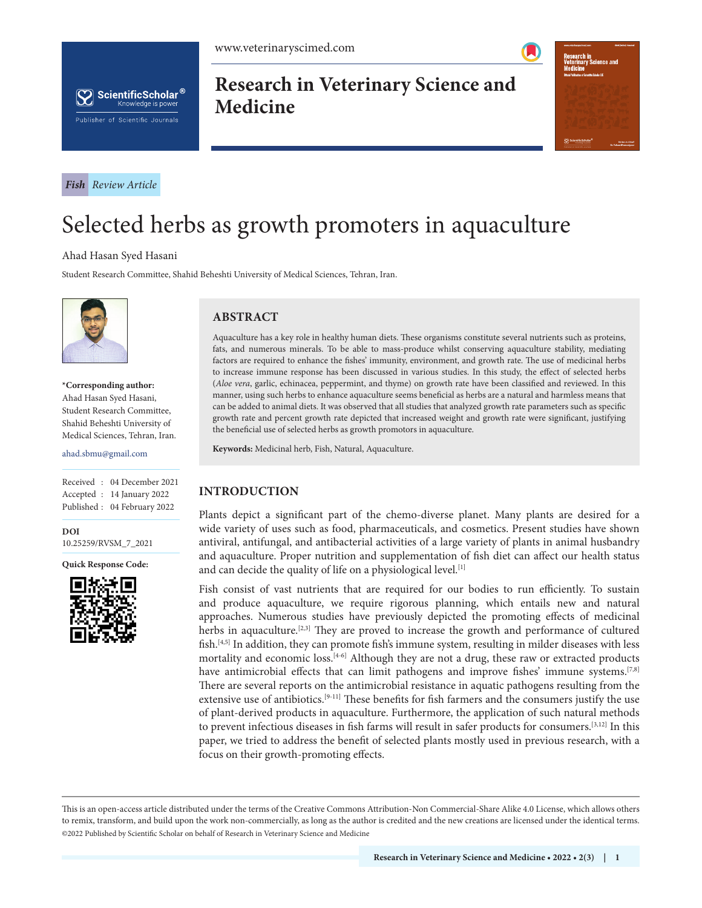*Fish* Review Article

# Selected herbs as growth promoters in aquaculture

Ahad Hasan Syed Hasani

Student Research Committee, Shahid Beheshti University of Medical Sciences, Tehran, Iran.

**\*Corresponding author:**
Ahad Hasan Syed Hasani,
Student Research Committee,
Shahid Beheshti University of
Medical Sciences, Tehran, Iran.

ahad.sbmu@gmail.com

Received : 04 December 2021
Accepted : 14 January 2022
Published : 04 February 2022

**DOI**
10.25259/RVSM_7_2021

**Quick Response Code:**

## ABSTRACT

Aquaculture has a key role in healthy human diets. These organisms constitute several nutrients such as proteins, fats, and numerous minerals. To be able to mass-produce whilst conserving aquaculture stability, mediating factors are required to enhance the fishes' immunity, environment, and growth rate. The use of medicinal herbs to increase immune response has been discussed in various studies. In this study, the effect of selected herbs (*Aloe vera*, garlic, echinacea, peppermint, and thyme) on growth rate have been classified and reviewed. In this manner, using such herbs to enhance aquaculture seems beneficial as herbs are a natural and harmless means that can be added to animal diets. It was observed that all studies that analyzed growth rate parameters such as specific growth rate and percent growth rate depicted that increased weight and growth rate were significant, justifying the beneficial use of selected herbs as growth promotors in aquaculture.

**Keywords:** Medicinal herb, Fish, Natural, Aquaculture.

## INTRODUCTION

Plants depict a significant part of the chemo-diverse planet. Many plants are desired for a wide variety of uses such as food, pharmaceuticals, and cosmetics. Present studies have shown antiviral, antifungal, and antibacterial activities of a large variety of plants in animal husbandry and aquaculture. Proper nutrition and supplementation of fish diet can affect our health status and can decide the quality of life on a physiological level.[1]

Fish consist of vast nutrients that are required for our bodies to run efficiently. To sustain and produce aquaculture, we require rigorous planning, which entails new and natural approaches. Numerous studies have previously depicted the promoting effects of medicinal herbs in aquaculture.[2,3] They are proved to increase the growth and performance of cultured fish.[4,5] In addition, they can promote fish's immune system, resulting in milder diseases with less mortality and economic loss.[4-6] Although they are not a drug, these raw or extracted products have antimicrobial effects that can limit pathogens and improve fishes' immune systems.[7,8] There are several reports on the antimicrobial resistance in aquatic pathogens resulting from the extensive use of antibiotics.[9-11] These benefits for fish farmers and the consumers justify the use of plant-derived products in aquaculture. Furthermore, the application of such natural methods to prevent infectious diseases in fish farms will result in safer products for consumers.[3,12] In this paper, we tried to address the benefit of selected plants mostly used in previous research, with a focus on their growth-promoting effects.

This is an open-access article distributed under the terms of the Creative Commons Attribution-Non Commercial-Share Alike 4.0 License, which allows others to remix, transform, and build upon the work non-commercially, as long as the author is credited and the new creations are licensed under the identical terms.
©2022 Published by Scientific Scholar on behalf of Research in Veterinary Science and Medicine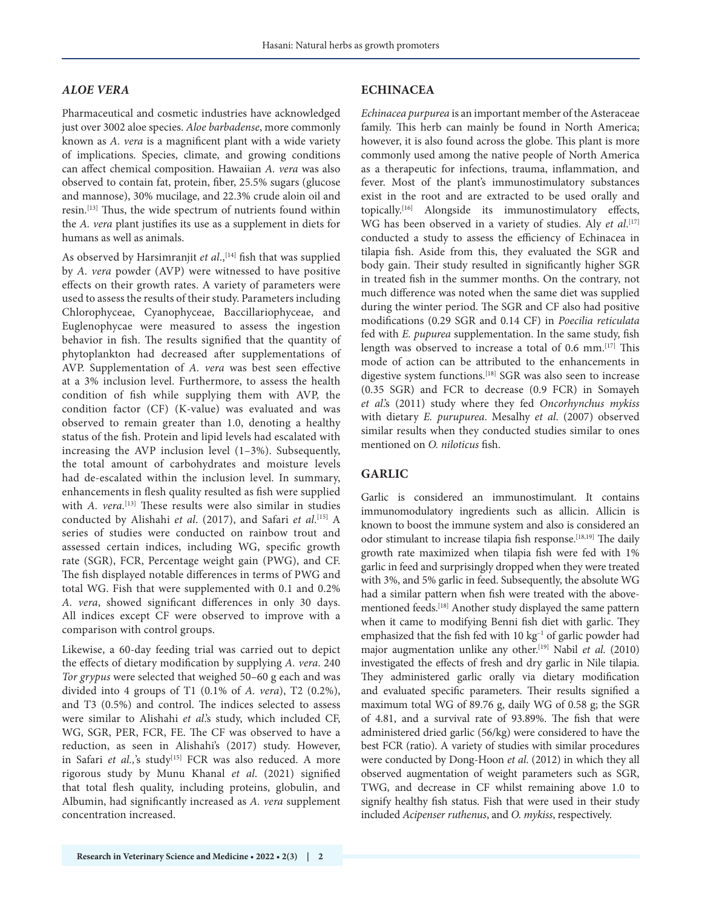## *ALOE VERA*

Pharmaceutical and cosmetic industries have acknowledged just over 3002 aloe species. *Aloe barbadense*, more commonly known as *A. vera* is a magnificent plant with a wide variety of implications. Species, climate, and growing conditions can affect chemical composition. Hawaiian *A. vera* was also observed to contain fat, protein, fiber, 25.5% sugars (glucose and mannose), 30% mucilage, and 22.3% crude aloin oil and resin.[13] Thus, the wide spectrum of nutrients found within the *A. vera* plant justifies its use as a supplement in diets for humans as well as animals.

As observed by Harsimranjit *et al*.,[14] fish that was supplied by *A. vera* powder (AVP) were witnessed to have positive effects on their growth rates. A variety of parameters were used to assess the results of their study. Parameters including Chlorophyceae, Cyanophyceae, Baccillariophyceae, and Euglenophycae were measured to assess the ingestion behavior in fish. The results signified that the quantity of phytoplankton had decreased after supplementations of AVP. Supplementation of *A. vera* was best seen effective at a 3% inclusion level. Furthermore, to assess the health condition of fish while supplying them with AVP, the condition factor (CF) (K-value) was evaluated and was observed to remain greater than 1.0, denoting a healthy status of the fish. Protein and lipid levels had escalated with increasing the AVP inclusion level (1–3%). Subsequently, the total amount of carbohydrates and moisture levels had de-escalated within the inclusion level. In summary, enhancements in flesh quality resulted as fish were supplied with *A. vera*.[13] These results were also similar in studies conducted by Alishahi *et al*. (2017), and Safari *et al*.[15] A series of studies were conducted on rainbow trout and assessed certain indices, including WG, specific growth rate (SGR), FCR, Percentage weight gain (PWG), and CF. The fish displayed notable differences in terms of PWG and total WG. Fish that were supplemented with 0.1 and 0.2% *A. vera*, showed significant differences in only 30 days. All indices except CF were observed to improve with a comparison with control groups.

Likewise, a 60-day feeding trial was carried out to depict the effects of dietary modification by supplying *A. vera*. 240 *Tor grypus* were selected that weighed 50–60 g each and was divided into 4 groups of T1 (0.1% of *A. vera*), T2 (0.2%), and T3 (0.5%) and control. The indices selected to assess were similar to Alishahi *et al*.'s study, which included CF, WG, SGR, PER, FCR, FE. The CF was observed to have a reduction, as seen in Alishahi's (2017) study. However, in Safari *et al.*,'s study[15] FCR was also reduced. A more rigorous study by Munu Khanal *et al*. (2021) signified that total flesh quality, including proteins, globulin, and Albumin, had significantly increased as *A. vera* supplement concentration increased.

## ECHINACEA

*Echinacea purpurea* is an important member of the Asteraceae family. This herb can mainly be found in North America; however, it is also found across the globe. This plant is more commonly used among the native people of North America as a therapeutic for infections, trauma, inflammation, and fever. Most of the plant's immunostimulatory substances exist in the root and are extracted to be used orally and topically.[16] Alongside its immunostimulatory effects, WG has been observed in a variety of studies. Aly *et al*.[17] conducted a study to assess the efficiency of Echinacea in tilapia fish. Aside from this, they evaluated the SGR and body gain. Their study resulted in significantly higher SGR in treated fish in the summer months. On the contrary, not much difference was noted when the same diet was supplied during the winter period. The SGR and CF also had positive modifications (0.29 SGR and 0.14 CF) in *Poecilia reticulata* fed with *E. pupurea* supplementation. In the same study, fish length was observed to increase a total of 0.6 mm.[17] This mode of action can be attributed to the enhancements in digestive system functions.[18] SGR was also seen to increase (0.35 SGR) and FCR to decrease (0.9 FCR) in Somayeh *et al*.'s (2011) study where they fed *Oncorhynchus mykiss* with dietary *E. purupurea*. Mesalhy *et al*. (2007) observed similar results when they conducted studies similar to ones mentioned on *O. niloticus* fish.

## GARLIC

Garlic is considered an immunostimulant. It contains immunomodulatory ingredients such as allicin. Allicin is known to boost the immune system and also is considered an odor stimulant to increase tilapia fish response.[18,19] The daily growth rate maximized when tilapia fish were fed with 1% garlic in feed and surprisingly dropped when they were treated with 3%, and 5% garlic in feed. Subsequently, the absolute WG had a similar pattern when fish were treated with the above-mentioned feeds.[18] Another study displayed the same pattern when it came to modifying Benni fish diet with garlic. They emphasized that the fish fed with 10 $kg^{-1}$ of garlic powder had major augmentation unlike any other.[19] Nabil *et al*. (2010) investigated the effects of fresh and dry garlic in Nile tilapia. They administered garlic orally via dietary modification and evaluated specific parameters. Their results signified a maximum total WG of 89.76 g, daily WG of 0.58 g; the SGR of 4.81, and a survival rate of 93.89%. The fish that were administered dried garlic (56/kg) were considered to have the best FCR (ratio). A variety of studies with similar procedures were conducted by Dong-Hoon *et al*. (2012) in which they all observed augmentation of weight parameters such as SGR, TWG, and decrease in CF whilst remaining above 1.0 to signify healthy fish status. Fish that were used in their study included *Acipenser ruthenus*, and *O. mykiss*, respectively.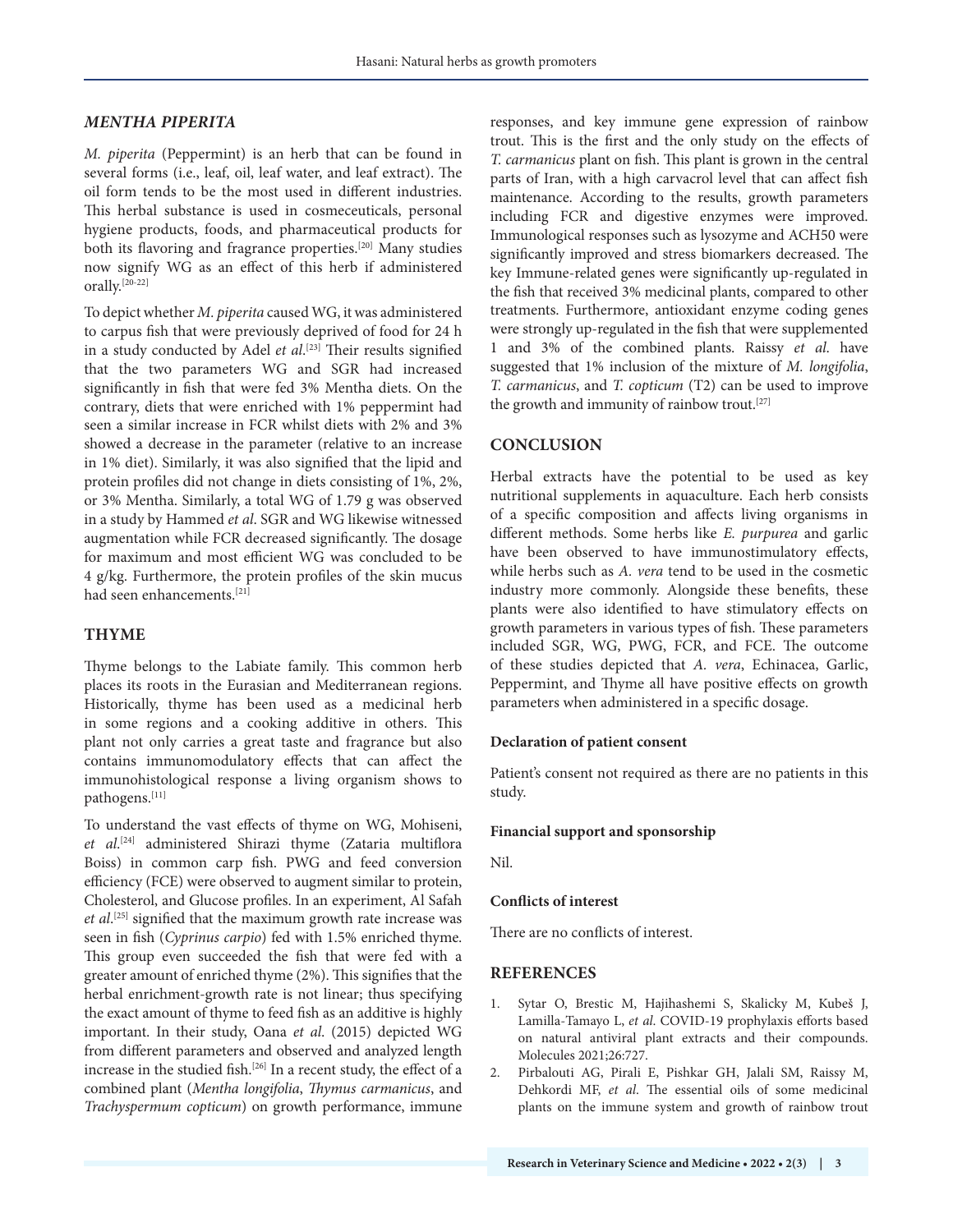## *MENTHA PIPERITA*

*M. piperita* (Peppermint) is an herb that can be found in several forms (i.e., leaf, oil, leaf water, and leaf extract). The oil form tends to be the most used in different industries. This herbal substance is used in cosmeceuticals, personal hygiene products, foods, and pharmaceutical products for both its flavoring and fragrance properties.[20] Many studies now signify WG as an effect of this herb if administered orally.[20-22]

To depict whether *M. piperita* caused WG, it was administered to carpus fish that were previously deprived of food for 24 h in a study conducted by Adel *et al*.[23] Their results signified that the two parameters WG and SGR had increased significantly in fish that were fed 3% Mentha diets. On the contrary, diets that were enriched with 1% peppermint had seen a similar increase in FCR whilst diets with 2% and 3% showed a decrease in the parameter (relative to an increase in 1% diet). Similarly, it was also signified that the lipid and protein profiles did not change in diets consisting of 1%, 2%, or 3% Mentha. Similarly, a total WG of 1.79 g was observed in a study by Hammed *et al*. SGR and WG likewise witnessed augmentation while FCR decreased significantly. The dosage for maximum and most efficient WG was concluded to be 4 g/kg. Furthermore, the protein profiles of the skin mucus had seen enhancements.[21]

## THYME

Thyme belongs to the Labiate family. This common herb places its roots in the Eurasian and Mediterranean regions. Historically, thyme has been used as a medicinal herb in some regions and a cooking additive in others. This plant not only carries a great taste and fragrance but also contains immunomodulatory effects that can affect the immunohistological response a living organism shows to pathogens.[11]

To understand the vast effects of thyme on WG, Mohiseni, *et al*.[24] administered Shirazi thyme (Zataria multiflora Boiss) in common carp fish. PWG and feed conversion efficiency (FCE) were observed to augment similar to protein, Cholesterol, and Glucose profiles. In an experiment, Al Safah *et al*.[25] signified that the maximum growth rate increase was seen in fish (*Cyprinus carpio*) fed with 1.5% enriched thyme. This group even succeeded the fish that were fed with a greater amount of enriched thyme (2%). This signifies that the herbal enrichment-growth rate is not linear; thus specifying the exact amount of thyme to feed fish as an additive is highly important. In their study, Oana *et al*. (2015) depicted WG from different parameters and observed and analyzed length increase in the studied fish.[26] In a recent study, the effect of a combined plant (*Mentha longifolia*, *Thymus carmanicus*, and *Trachyspermum copticum*) on growth performance, immune responses, and key immune gene expression of rainbow trout. This is the first and the only study on the effects of *T. carmanicus* plant on fish. This plant is grown in the central parts of Iran, with a high carvacrol level that can affect fish maintenance. According to the results, growth parameters including FCR and digestive enzymes were improved. Immunological responses such as lysozyme and ACH50 were significantly improved and stress biomarkers decreased. The key Immune-related genes were significantly up-regulated in the fish that received 3% medicinal plants, compared to other treatments. Furthermore, antioxidant enzyme coding genes were strongly up-regulated in the fish that were supplemented 1 and 3% of the combined plants. Raissy *et al*. have suggested that 1% inclusion of the mixture of *M. longifolia*, *T. carmanicus*, and *T. copticum* (T2) can be used to improve the growth and immunity of rainbow trout.[27]

## CONCLUSION

Herbal extracts have the potential to be used as key nutritional supplements in aquaculture. Each herb consists of a specific composition and affects living organisms in different methods. Some herbs like *E. purpurea* and garlic have been observed to have immunostimulatory effects, while herbs such as *A. vera* tend to be used in the cosmetic industry more commonly. Alongside these benefits, these plants were also identified to have stimulatory effects on growth parameters in various types of fish. These parameters included SGR, WG, PWG, FCR, and FCE. The outcome of these studies depicted that *A. vera*, Echinacea, Garlic, Peppermint, and Thyme all have positive effects on growth parameters when administered in a specific dosage.

### Declaration of patient consent

Patient's consent not required as there are no patients in this study.

### Financial support and sponsorship

Nil.

### Conflicts of interest

There are no conflicts of interest.

## REFERENCES

1. Sytar O, Brestic M, Hajihashemi S, Skalicky M, Kubeš J, Lamilla-Tamayo L, *et al*. COVID-19 prophylaxis efforts based on natural antiviral plant extracts and their compounds. Molecules 2021;26:727.
2. Pirbalouti AG, Pirali E, Pishkar GH, Jalali SM, Raissy M, Dehkordi MF, *et al*. The essential oils of some medicinal plants on the immune system and growth of rainbow trout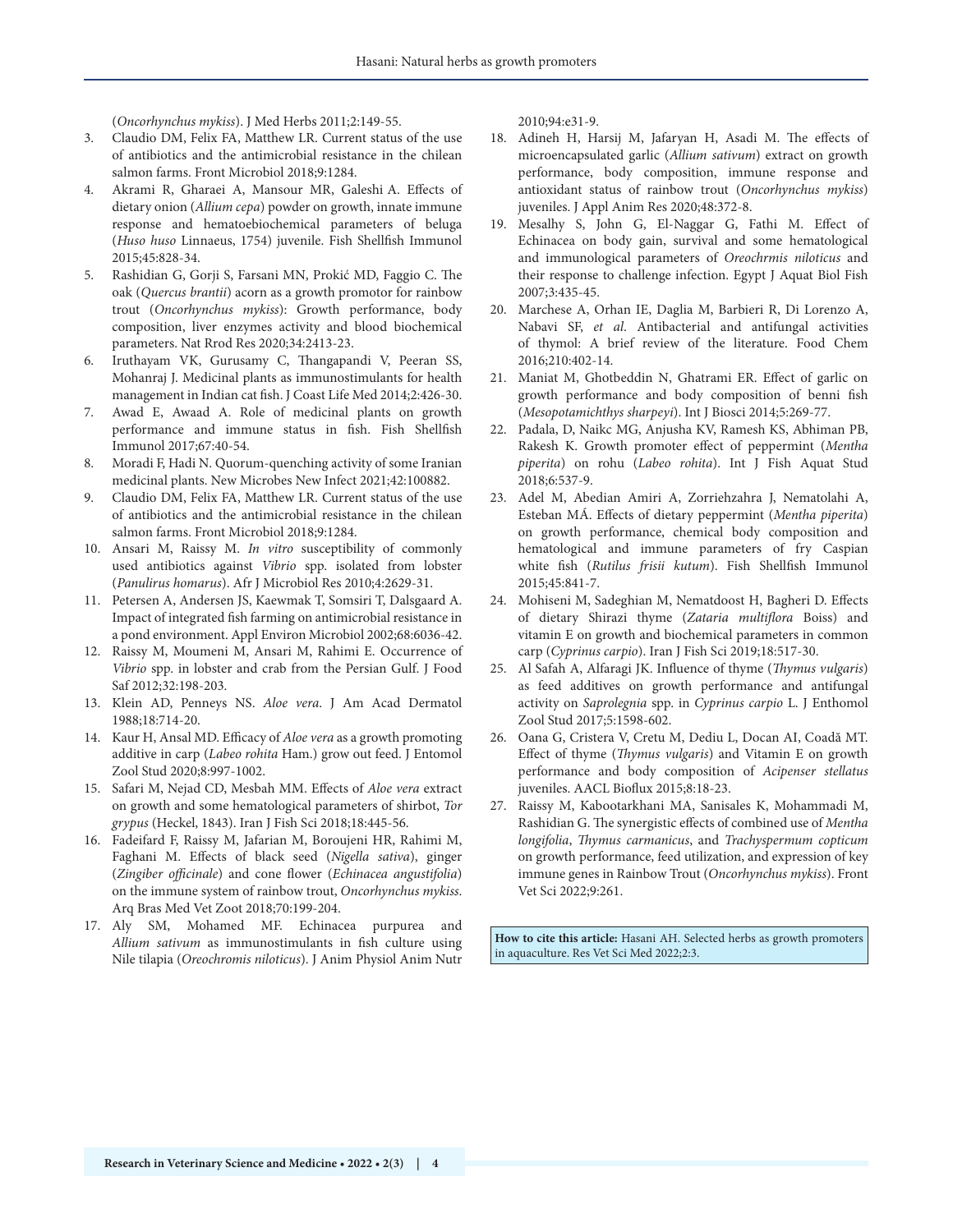(*Oncorhynchus mykiss*). J Med Herbs 2011;2:149-55.

3. Claudio DM, Felix FA, Matthew LR. Current status of the use of antibiotics and the antimicrobial resistance in the chilean salmon farms. Front Microbiol 2018;9:1284.
4. Akrami R, Gharaei A, Mansour MR, Galeshi A. Effects of dietary onion (*Allium cepa*) powder on growth, innate immune response and hematoebiochemical parameters of beluga (*Huso huso* Linnaeus, 1754) juvenile. Fish Shellfish Immunol 2015;45:828-34.
5. Rashidian G, Gorji S, Farsani MN, Prokić MD, Faggio C. The oak (*Quercus brantii*) acorn as a growth promotor for rainbow trout (*Oncorhynchus mykiss*): Growth performance, body composition, liver enzymes activity and blood biochemical parameters. Nat Rrod Res 2020;34:2413-23.
6. Iruthayam VK, Gurusamy C, Thangapandi V, Peeran SS, Mohanraj J. Medicinal plants as immunostimulants for health management in Indian cat fish. J Coast Life Med 2014;2:426-30.
7. Awad E, Awaad A. Role of medicinal plants on growth performance and immune status in fish. Fish Shellfish Immunol 2017;67:40-54.
8. Moradi F, Hadi N. Quorum-quenching activity of some Iranian medicinal plants. New Microbes New Infect 2021;42:100882.
9. Claudio DM, Felix FA, Matthew LR. Current status of the use of antibiotics and the antimicrobial resistance in the chilean salmon farms. Front Microbiol 2018;9:1284.
10. Ansari M, Raissy M. *In vitro* susceptibility of commonly used antibiotics against *Vibrio* spp. isolated from lobster (*Panulirus homarus*). Afr J Microbiol Res 2010;4:2629-31.
11. Petersen A, Andersen JS, Kaewmak T, Somsiri T, Dalsgaard A. Impact of integrated fish farming on antimicrobial resistance in a pond environment. Appl Environ Microbiol 2002;68:6036-42.
12. Raissy M, Moumeni M, Ansari M, Rahimi E. Occurrence of *Vibrio* spp. in lobster and crab from the Persian Gulf. J Food Saf 2012;32:198-203.
13. Klein AD, Penneys NS. *Aloe vera*. J Am Acad Dermatol 1988;18:714-20.
14. Kaur H, Ansal MD. Efficacy of *Aloe vera* as a growth promoting additive in carp (*Labeo rohita* Ham.) grow out feed. J Entomol Zool Stud 2020;8:997-1002.
15. Safari M, Nejad CD, Mesbah MM. Effects of *Aloe vera* extract on growth and some hematological parameters of shirbot, *Tor grypus* (Heckel, 1843). Iran J Fish Sci 2018;18:445-56.
16. Fadeifard F, Raissy M, Jafarian M, Boroujeni HR, Rahimi M, Faghani M. Effects of black seed (*Nigella sativa*), ginger (*Zingiber officinale*) and cone flower (*Echinacea angustifolia*) on the immune system of rainbow trout, *Oncorhynchus mykiss*. Arq Bras Med Vet Zoot 2018;70:199-204.
17. Aly SM, Mohamed MF. Echinacea purpurea and *Allium sativum* as immunostimulants in fish culture using Nile tilapia (*Oreochromis niloticus*). J Anim Physiol Anim Nutr 2010;94:e31-9.
18. Adineh H, Harsij M, Jafaryan H, Asadi M. The effects of microencapsulated garlic (*Allium sativum*) extract on growth performance, body composition, immune response and antioxidant status of rainbow trout (*Oncorhynchus mykiss*) juveniles. J Appl Anim Res 2020;48:372-8.
19. Mesalhy S, John G, El-Naggar G, Fathi M. Effect of Echinacea on body gain, survival and some hematological and immunological parameters of *Oreochrmis niloticus* and their response to challenge infection. Egypt J Aquat Biol Fish 2007;3:435-45.
20. Marchese A, Orhan IE, Daglia M, Barbieri R, Di Lorenzo A, Nabavi SF, *et al*. Antibacterial and antifungal activities of thymol: A brief review of the literature. Food Chem 2016;210:402-14.
21. Maniat M, Ghotbeddin N, Ghatrami ER. Effect of garlic on growth performance and body composition of benni fish (*Mesopotamichthys sharpeyi*). Int J Biosci 2014;5:269-77.
22. Padala, D, Naikc MG, Anjusha KV, Ramesh KS, Abhiman PB, Rakesh K. Growth promoter effect of peppermint (*Mentha piperita*) on rohu (*Labeo rohita*). Int J Fish Aquat Stud 2018;6:537-9.
23. Adel M, Abedian Amiri A, Zorriehzahra J, Nematolahi A, Esteban MÁ. Effects of dietary peppermint (*Mentha piperita*) on growth performance, chemical body composition and hematological and immune parameters of fry Caspian white fish (*Rutilus frisii kutum*). Fish Shellfish Immunol 2015;45:841-7.
24. Mohiseni M, Sadeghian M, Nematdoost H, Bagheri D. Effects of dietary Shirazi thyme (*Zataria multiflora* Boiss) and vitamin E on growth and biochemical parameters in common carp (*Cyprinus carpio*). Iran J Fish Sci 2019;18:517-30.
25. Al Safah A, Alfaragi JK. Influence of thyme (*Thymus vulgaris*) as feed additives on growth performance and antifungal activity on *Saprolegnia* spp. in *Cyprinus carpio* L. J Enthomol Zool Stud 2017;5:1598-602.
26. Oana G, Cristera V, Cretu M, Dediu L, Docan AI, Coadă MT. Effect of thyme (*Thymus vulgaris*) and Vitamin E on growth performance and body composition of *Acipenser stellatus* juveniles. AACL Bioflux 2015;8:18-23.
27. Raissy M, Kabootarkhani MA, Sanisales K, Mohammadi M, Rashidian G. The synergistic effects of combined use of *Mentha longifolia*, *Thymus carmanicus*, and *Trachyspermum copticum* on growth performance, feed utilization, and expression of key immune genes in Rainbow Trout (*Oncorhynchus mykiss*). Front Vet Sci 2022;9:261.

**How to cite this article:** Hasani AH. Selected herbs as growth promoters in aquaculture. Res Vet Sci Med 2022;2:3.